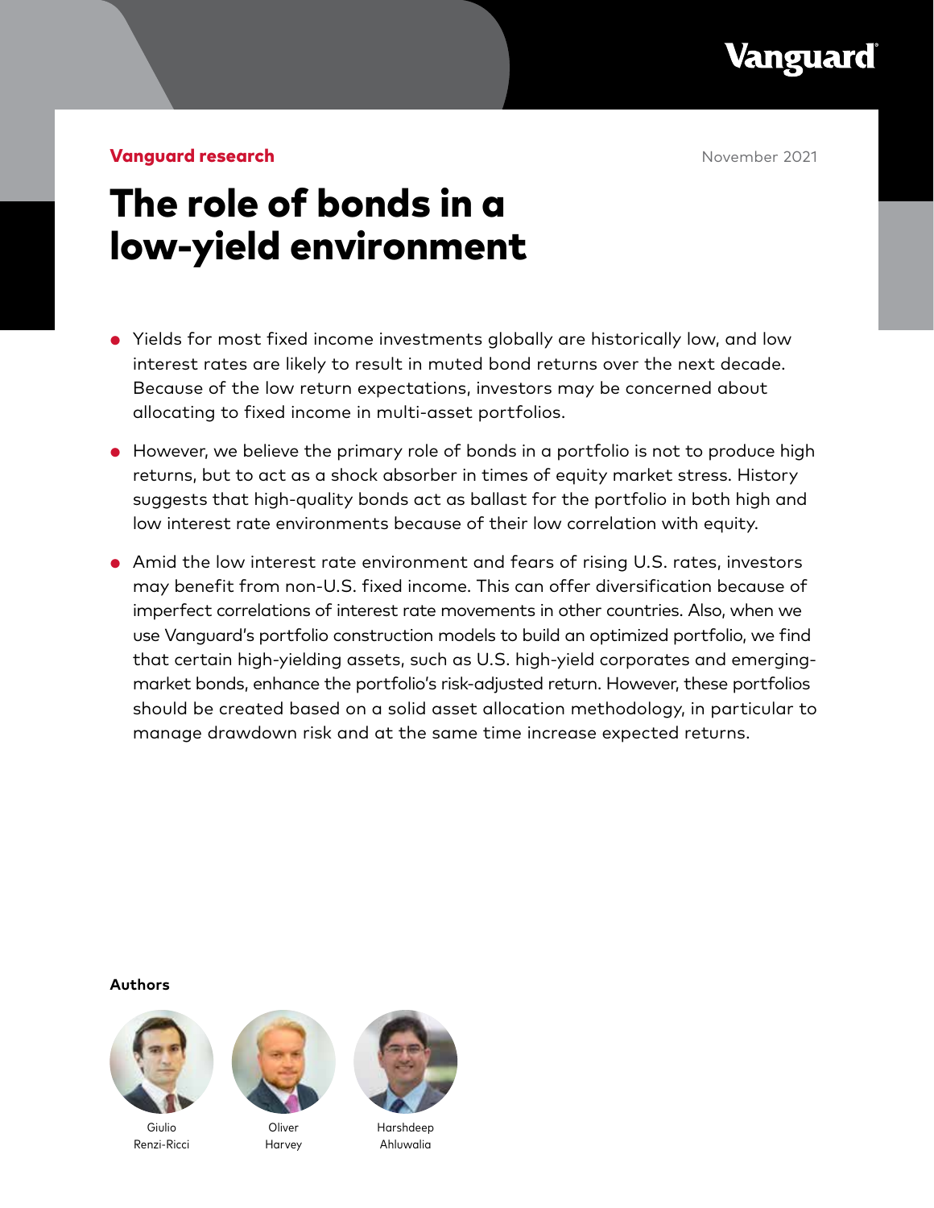Vanguard

**Vanguard research**

November 2021

# The role of bonds in a low-yield environment

- Yields for most fixed income investments globally are historically low, and low interest rates are likely to result in muted bond returns over the next decade. Because of the low return expectations, investors may be concerned about allocating to fixed income in multi-asset portfolios.
- However, we believe the primary role of bonds in a portfolio is not to produce high returns, but to act as a shock absorber in times of equity market stress. History suggests that high-quality bonds act as ballast for the portfolio in both high and low interest rate environments because of their low correlation with equity.
- Amid the low interest rate environment and fears of rising U.S. rates, investors may benefit from non-U.S. fixed income. This can offer diversification because of imperfect correlations of interest rate movements in other countries. Also, when we use Vanguard's portfolio construction models to build an optimized portfolio, we find that certain high-yielding assets, such as U.S. high-yield corporates and emerging-market bonds, enhance the portfolio's risk-adjusted return. However, these portfolios should be created based on a solid asset allocation methodology, in particular to manage drawdown risk and at the same time increase expected returns.

**Authors**

Giulio Renzi-Ricci

Oliver Harvey

Harshdeep Ahluwalia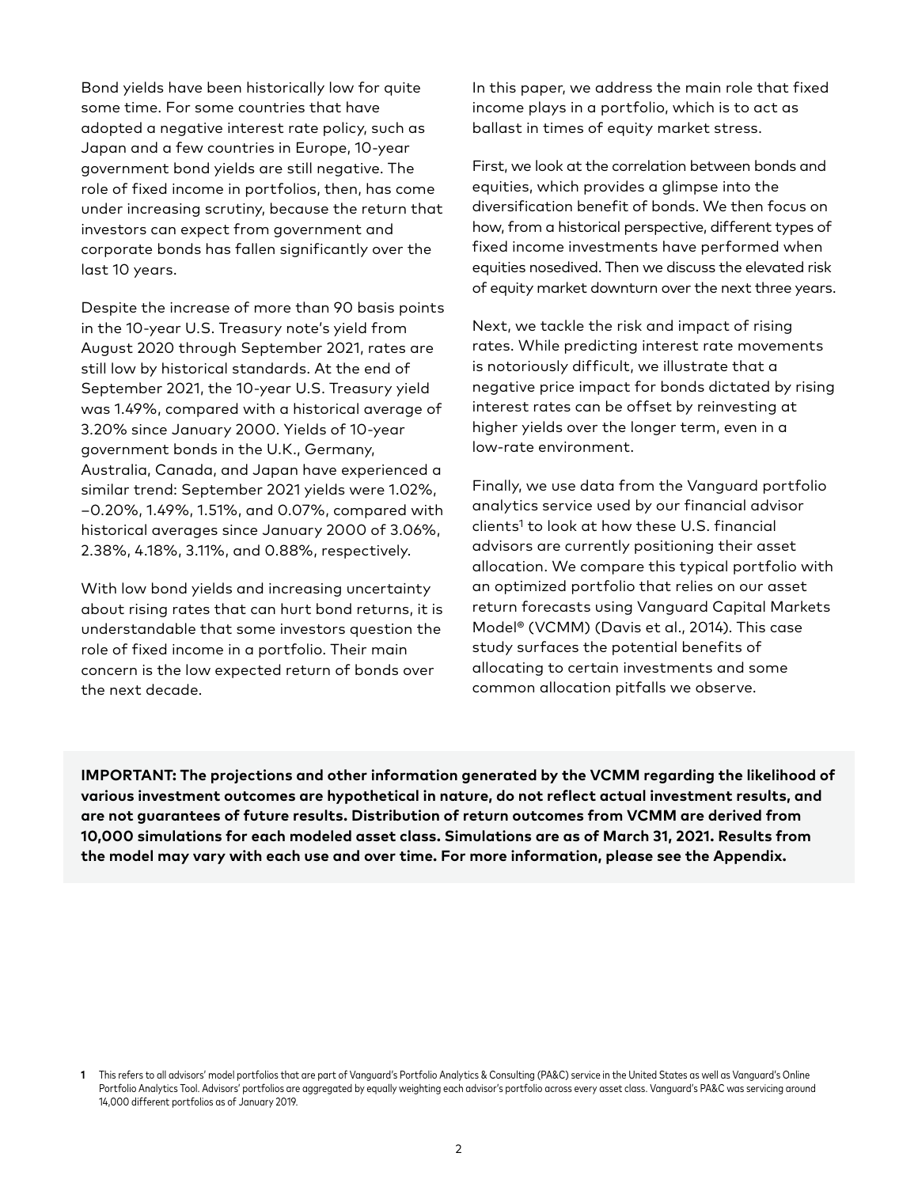Bond yields have been historically low for quite some time. For some countries that have adopted a negative interest rate policy, such as Japan and a few countries in Europe, 10-year government bond yields are still negative. The role of fixed income in portfolios, then, has come under increasing scrutiny, because the return that investors can expect from government and corporate bonds has fallen significantly over the last 10 years.

Despite the increase of more than 90 basis points in the 10-year U.S. Treasury note's yield from August 2020 through September 2021, rates are still low by historical standards. At the end of September 2021, the 10-year U.S. Treasury yield was 1.49%, compared with a historical average of 3.20% since January 2000. Yields of 10-year government bonds in the U.K., Germany, Australia, Canada, and Japan have experienced a similar trend: September 2021 yields were 1.02%, −0.20%, 1.49%, 1.51%, and 0.07%, compared with historical averages since January 2000 of 3.06%, 2.38%, 4.18%, 3.11%, and 0.88%, respectively.

With low bond yields and increasing uncertainty about rising rates that can hurt bond returns, it is understandable that some investors question the role of fixed income in a portfolio. Their main concern is the low expected return of bonds over the next decade.

In this paper, we address the main role that fixed income plays in a portfolio, which is to act as ballast in times of equity market stress.

First, we look at the correlation between bonds and equities, which provides a glimpse into the diversification benefit of bonds. We then focus on how, from a historical perspective, different types of fixed income investments have performed when equities nosedived. Then we discuss the elevated risk of equity market downturn over the next three years.

Next, we tackle the risk and impact of rising rates. While predicting interest rate movements is notoriously difficult, we illustrate that a negative price impact for bonds dictated by rising interest rates can be offset by reinvesting at higher yields over the longer term, even in a low-rate environment.

Finally, we use data from the Vanguard portfolio analytics service used by our financial advisor clients[1] to look at how these U.S. financial advisors are currently positioning their asset allocation. We compare this typical portfolio with an optimized portfolio that relies on our asset return forecasts using Vanguard Capital Markets Model® (VCMM) (Davis et al., 2014). This case study surfaces the potential benefits of allocating to certain investments and some common allocation pitfalls we observe.

**IMPORTANT: The projections and other information generated by the VCMM regarding the likelihood of various investment outcomes are hypothetical in nature, do not reflect actual investment results, and are not guarantees of future results. Distribution of return outcomes from VCMM are derived from 10,000 simulations for each modeled asset class. Simulations are as of March 31, 2021. Results from the model may vary with each use and over time. For more information, please see the Appendix.**

[1] This refers to all advisors' model portfolios that are part of Vanguard's Portfolio Analytics & Consulting (PA&C) service in the United States as well as Vanguard's Online Portfolio Analytics Tool. Advisors' portfolios are aggregated by equally weighting each advisor's portfolio across every asset class. Vanguard's PA&C was servicing around 14,000 different portfolios as of January 2019.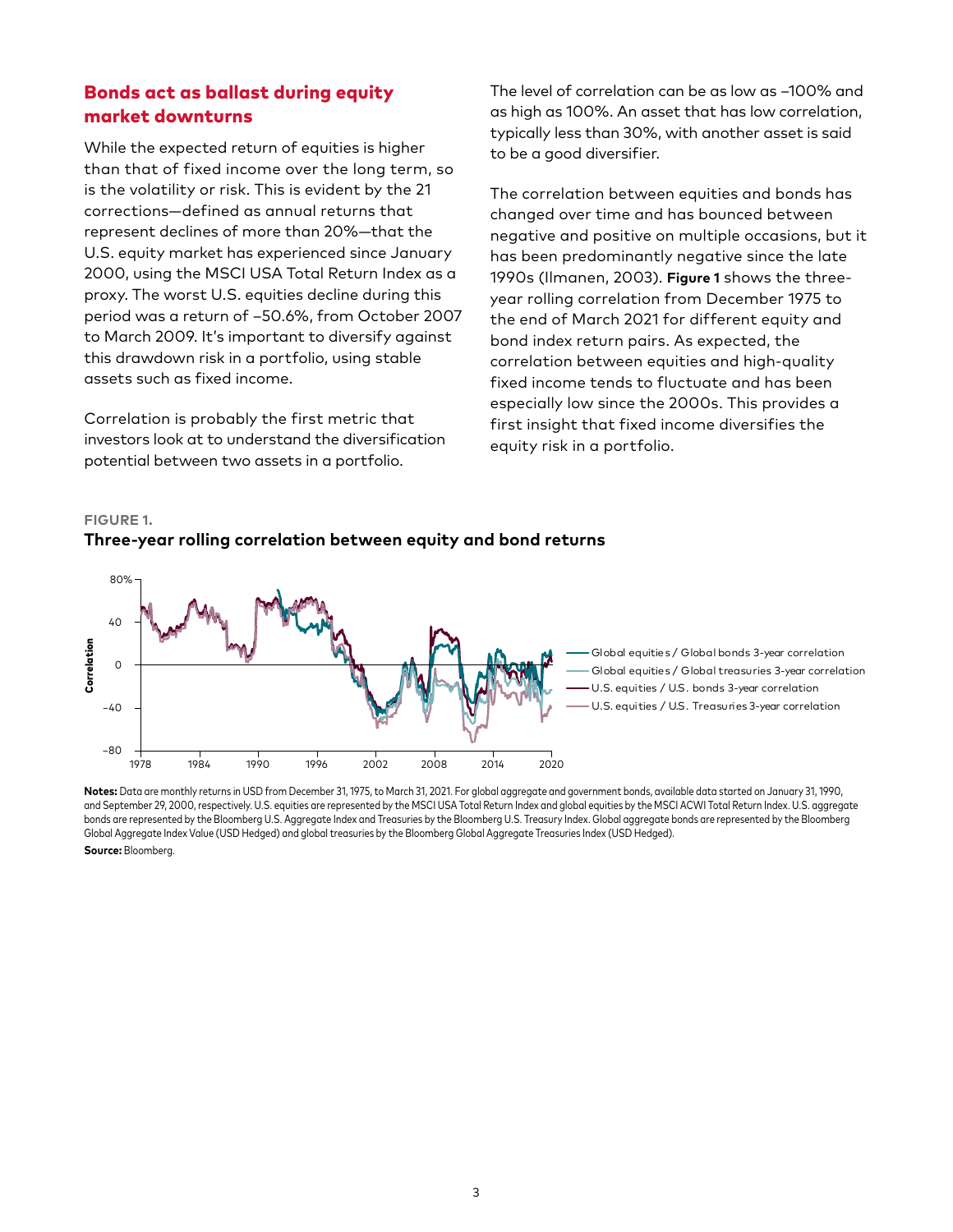## Bonds act as ballast during equity market downturns

While the expected return of equities is higher than that of fixed income over the long term, so is the volatility or risk. This is evident by the 21 corrections—defined as annual returns that represent declines of more than 20%—that the U.S. equity market has experienced since January 2000, using the MSCI USA Total Return Index as a proxy. The worst U.S. equities decline during this period was a return of –50.6%, from October 2007 to March 2009. It's important to diversify against this drawdown risk in a portfolio, using stable assets such as fixed income.

Correlation is probably the first metric that investors look at to understand the diversification potential between two assets in a portfolio.

The level of correlation can be as low as –100% and as high as 100%. An asset that has low correlation, typically less than 30%, with another asset is said to be a good diversifier.

The correlation between equities and bonds has changed over time and has bounced between negative and positive on multiple occasions, but it has been predominantly negative since the late 1990s (Ilmanen, 2003). **Figure 1** shows the three-year rolling correlation from December 1975 to the end of March 2021 for different equity and bond index return pairs. As expected, the correlation between equities and high-quality fixed income tends to fluctuate and has been especially low since the 2000s. This provides a first insight that fixed income diversifies the equity risk in a portfolio.

**FIGURE 1.**

**Three-year rolling correlation between equity and bond returns**

**Notes:** Data are monthly returns in USD from December 31, 1975, to March 31, 2021. For global aggregate and government bonds, available data started on January 31, 1990, and September 29, 2000, respectively. U.S. equities are represented by the MSCI USA Total Return Index and global equities by the MSCI ACWI Total Return Index. U.S. aggregate bonds are represented by the Bloomberg U.S. Aggregate Index and Treasuries by the Bloomberg U.S. Treasury Index. Global aggregate bonds are represented by the Bloomberg Global Aggregate Index Value (USD Hedged) and global treasuries by the Bloomberg Global Aggregate Treasuries Index (USD Hedged).

**Source:** Bloomberg.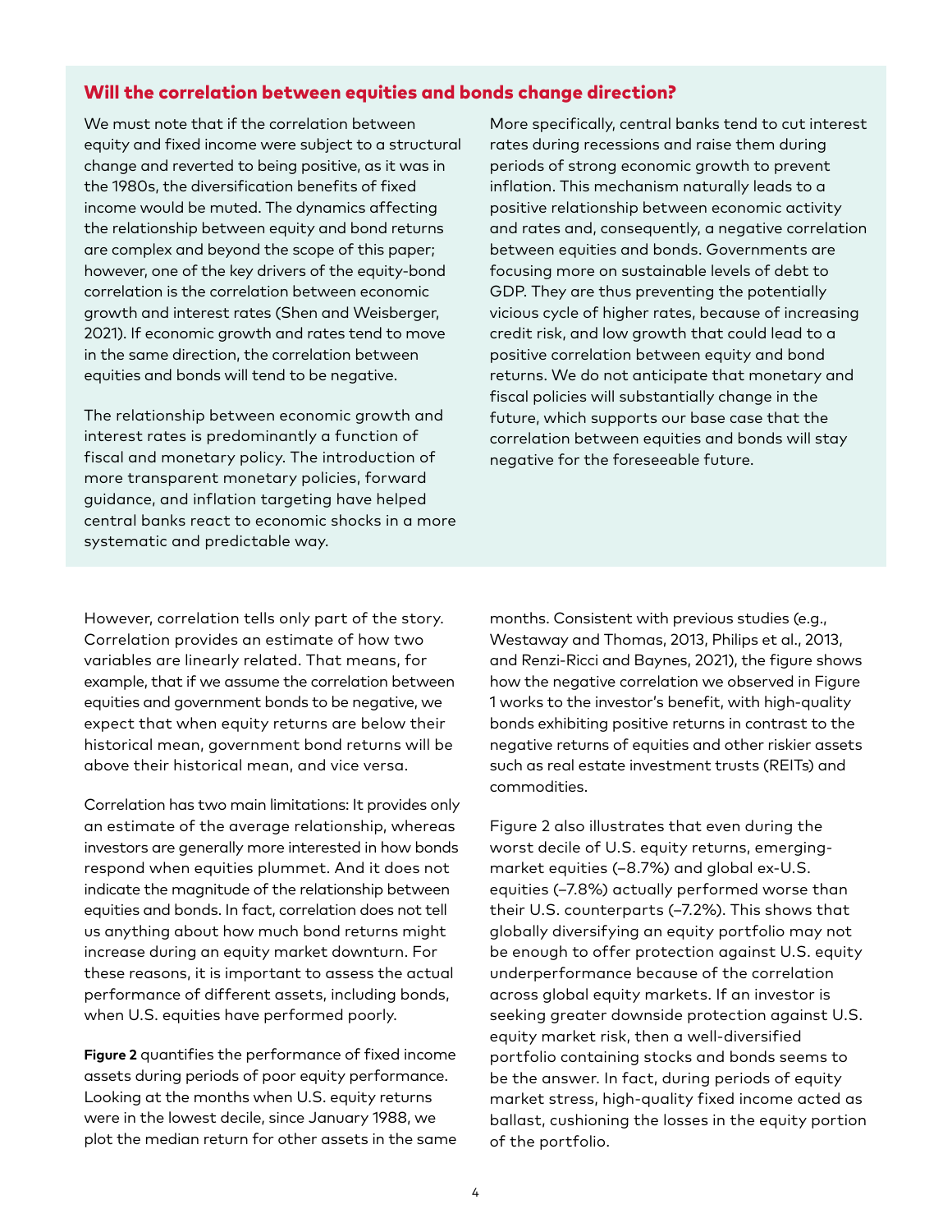### Will the correlation between equities and bonds change direction?

We must note that if the correlation between equity and fixed income were subject to a structural change and reverted to being positive, as it was in the 1980s, the diversification benefits of fixed income would be muted. The dynamics affecting the relationship between equity and bond returns are complex and beyond the scope of this paper; however, one of the key drivers of the equity-bond correlation is the correlation between economic growth and interest rates (Shen and Weisberger, 2021). If economic growth and rates tend to move in the same direction, the correlation between equities and bonds will tend to be negative.

The relationship between economic growth and interest rates is predominantly a function of fiscal and monetary policy. The introduction of more transparent monetary policies, forward guidance, and inflation targeting have helped central banks react to economic shocks in a more systematic and predictable way.

More specifically, central banks tend to cut interest rates during recessions and raise them during periods of strong economic growth to prevent inflation. This mechanism naturally leads to a positive relationship between economic activity and rates and, consequently, a negative correlation between equities and bonds. Governments are focusing more on sustainable levels of debt to GDP. They are thus preventing the potentially vicious cycle of higher rates, because of increasing credit risk, and low growth that could lead to a positive correlation between equity and bond returns. We do not anticipate that monetary and fiscal policies will substantially change in the future, which supports our base case that the correlation between equities and bonds will stay negative for the foreseeable future.

However, correlation tells only part of the story. Correlation provides an estimate of how two variables are linearly related. That means, for example, that if we assume the correlation between equities and government bonds to be negative, we expect that when equity returns are below their historical mean, government bond returns will be above their historical mean, and vice versa.

Correlation has two main limitations: It provides only an estimate of the average relationship, whereas investors are generally more interested in how bonds respond when equities plummet. And it does not indicate the magnitude of the relationship between equities and bonds. In fact, correlation does not tell us anything about how much bond returns might increase during an equity market downturn. For these reasons, it is important to assess the actual performance of different assets, including bonds, when U.S. equities have performed poorly.

**Figure 2** quantifies the performance of fixed income assets during periods of poor equity performance. Looking at the months when U.S. equity returns were in the lowest decile, since January 1988, we plot the median return for other assets in the same months. Consistent with previous studies (e.g., Westaway and Thomas, 2013, Philips et al., 2013, and Renzi-Ricci and Baynes, 2021), the figure shows how the negative correlation we observed in Figure 1 works to the investor's benefit, with high-quality bonds exhibiting positive returns in contrast to the negative returns of equities and other riskier assets such as real estate investment trusts (REITs) and commodities.

Figure 2 also illustrates that even during the worst decile of U.S. equity returns, emerging-market equities (–8.7%) and global ex-U.S. equities (–7.8%) actually performed worse than their U.S. counterparts (–7.2%). This shows that globally diversifying an equity portfolio may not be enough to offer protection against U.S. equity underperformance because of the correlation across global equity markets. If an investor is seeking greater downside protection against U.S. equity market risk, then a well-diversified portfolio containing stocks and bonds seems to be the answer. In fact, during periods of equity market stress, high-quality fixed income acted as ballast, cushioning the losses in the equity portion of the portfolio.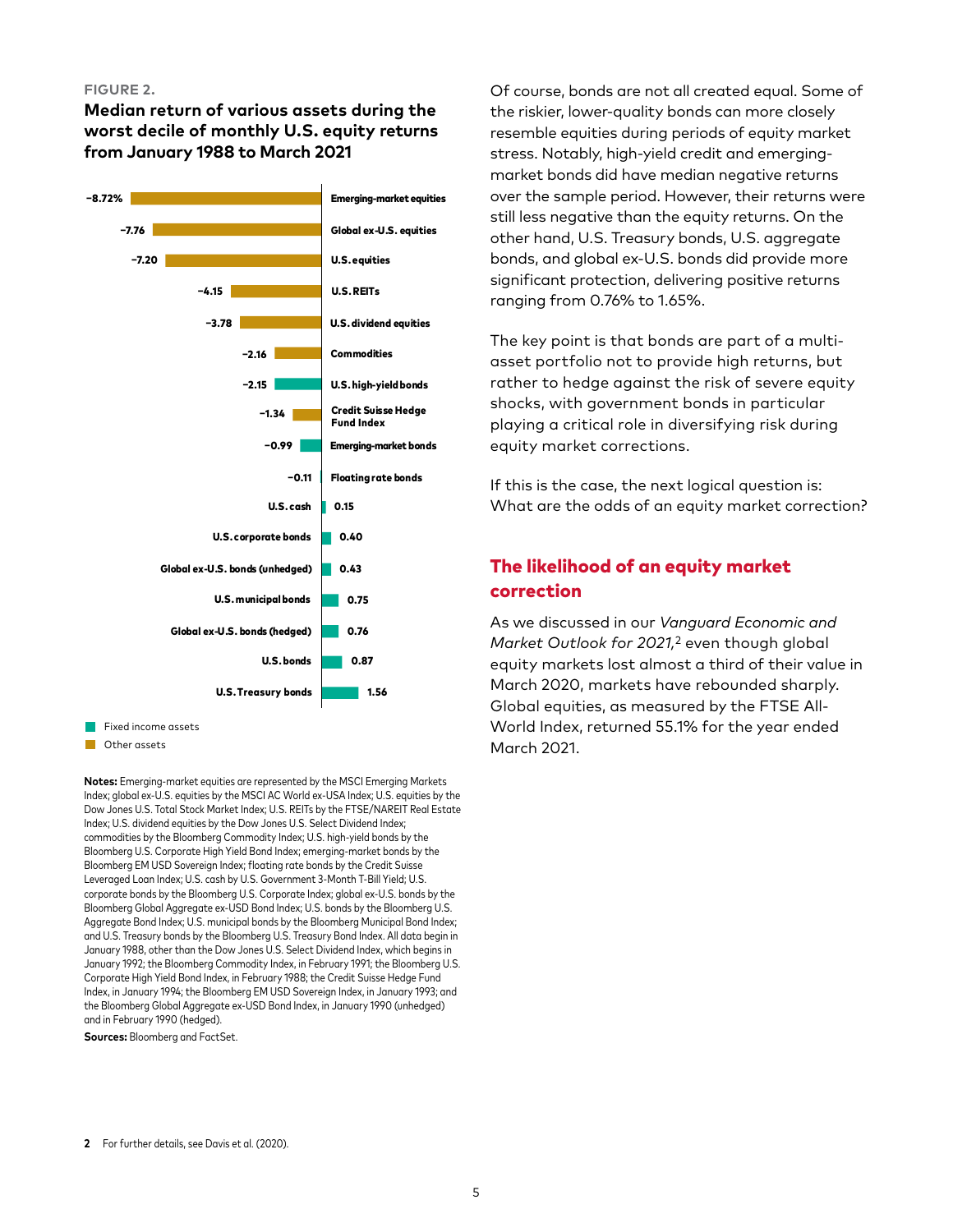**FIGURE 2.**

**Median return of various assets during the worst decile of monthly U.S. equity returns from January 1988 to March 2021**

| Asset | Median return (%) | Category |
|---|---|---|
| Emerging-market equities | −8.72% | Other assets |
| Global ex-U.S. equities | −7.76 | Other assets |
| U.S. equities | −7.20 | Other assets |
| U.S. REITs | −4.15 | Other assets |
| U.S. dividend equities | −3.78 | Other assets |
| Commodities | −2.16 | Other assets |
| U.S. high-yield bonds | −2.15 | Fixed income assets |
| Credit Suisse Hedge Fund Index | −1.34 | Other assets |
| Emerging-market bonds | −0.99 | Fixed income assets |
| Floating rate bonds | −0.11 | Fixed income assets |
| U.S. cash | 0.15 | Fixed income assets |
| U.S. corporate bonds | 0.40 | Fixed income assets |
| Global ex-U.S. bonds (unhedged) | 0.43 | Fixed income assets |
| U.S. municipal bonds | 0.75 | Fixed income assets |
| Global ex-U.S. bonds (hedged) | 0.76 | Fixed income assets |
| U.S. bonds | 0.87 | Fixed income assets |
| U.S. Treasury bonds | 1.56 | Fixed income assets |

**Notes:** Emerging-market equities are represented by the MSCI Emerging Markets Index; global ex-U.S. equities by the MSCI AC World ex-USA Index; U.S. equities by the Dow Jones U.S. Total Stock Market Index; U.S. REITs by the FTSE/NAREIT Real Estate Index; U.S. dividend equities by the Dow Jones U.S. Select Dividend Index; commodities by the Bloomberg Commodity Index; U.S. high-yield bonds by the Bloomberg U.S. Corporate High Yield Bond Index; emerging-market bonds by the Bloomberg EM USD Sovereign Index; floating rate bonds by the Credit Suisse Leveraged Loan Index; U.S. cash by U.S. Government 3-Month T-Bill Yield; U.S. corporate bonds by the Bloomberg U.S. Corporate Index; global ex-U.S. bonds by the Bloomberg Global Aggregate ex-USD Bond Index; U.S. bonds by the Bloomberg U.S. Aggregate Bond Index; U.S. municipal bonds by the Bloomberg Municipal Bond Index; and U.S. Treasury bonds by the Bloomberg U.S. Treasury Bond Index. All data begin in January 1988, other than the Dow Jones U.S. Select Dividend Index, which begins in January 1992; the Bloomberg Commodity Index, in February 1991; the Bloomberg U.S. Corporate High Yield Bond Index, in February 1988; the Credit Suisse Hedge Fund Index, in January 1994; the Bloomberg EM USD Sovereign Index, in January 1993; and the Bloomberg Global Aggregate ex-USD Bond Index, in January 1990 (unhedged) and in February 1990 (hedged).

**Sources:** Bloomberg and FactSet.

Of course, bonds are not all created equal. Some of the riskier, lower-quality bonds can more closely resemble equities during periods of equity market stress. Notably, high-yield credit and emerging-market bonds did have median negative returns over the sample period. However, their returns were still less negative than the equity returns. On the other hand, U.S. Treasury bonds, U.S. aggregate bonds, and global ex-U.S. bonds did provide more significant protection, delivering positive returns ranging from 0.76% to 1.65%.

The key point is that bonds are part of a multi-asset portfolio not to provide high returns, but rather to hedge against the risk of severe equity shocks, with government bonds in particular playing a critical role in diversifying risk during equity market corrections.

If this is the case, the next logical question is: What are the odds of an equity market correction?

## The likelihood of an equity market correction

As we discussed in our *Vanguard Economic and Market Outlook for 2021,*[2] even though global equity markets lost almost a third of their value in March 2020, markets have rebounded sharply. Global equities, as measured by the FTSE All-World Index, returned 55.1% for the year ended March 2021.

[2] For further details, see Davis et al. (2020).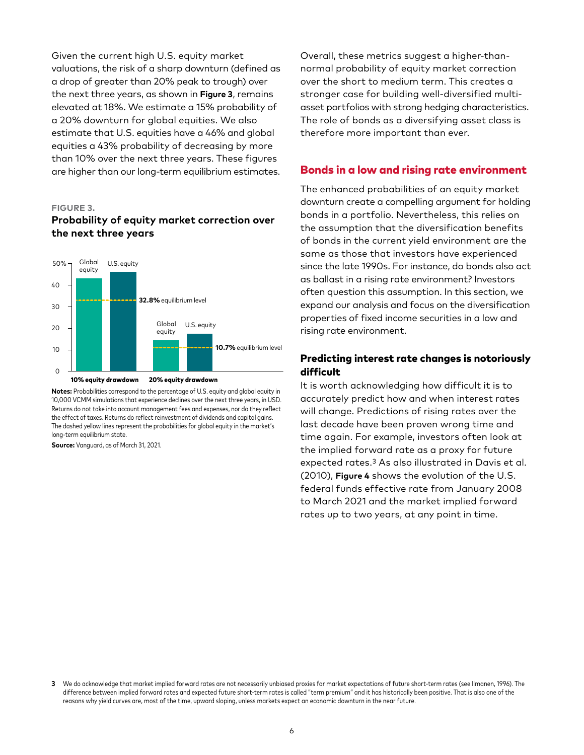Given the current high U.S. equity market valuations, the risk of a sharp downturn (defined as a drop of greater than 20% peak to trough) over the next three years, as shown in **Figure 3**, remains elevated at 18%. We estimate a 15% probability of a 20% downturn for global equities. We also estimate that U.S. equities have a 46% and global equities a 43% probability of decreasing by more than 10% over the next three years. These figures are higher than our long-term equilibrium estimates.

**FIGURE 3.**

**Probability of equity market correction over the next three years**

**Notes:** Probabilities correspond to the percentage of U.S. equity and global equity in 10,000 VCMM simulations that experience declines over the next three years, in USD. Returns do not take into account management fees and expenses, nor do they reflect the effect of taxes. Returns do reflect reinvestment of dividends and capital gains. The dashed yellow lines represent the probabilities for global equity in the market's long-term equilibrium state.

**Source:** Vanguard, as of March 31, 2021.

Overall, these metrics suggest a higher-than-normal probability of equity market correction over the short to medium term. This creates a stronger case for building well-diversified multi-asset portfolios with strong hedging characteristics. The role of bonds as a diversifying asset class is therefore more important than ever.

## Bonds in a low and rising rate environment

The enhanced probabilities of an equity market downturn create a compelling argument for holding bonds in a portfolio. Nevertheless, this relies on the assumption that the diversification benefits of bonds in the current yield environment are the same as those that investors have experienced since the late 1990s. For instance, do bonds also act as ballast in a rising rate environment? Investors often question this assumption. In this section, we expand our analysis and focus on the diversification properties of fixed income securities in a low and rising rate environment.

### Predicting interest rate changes is notoriously difficult

It is worth acknowledging how difficult it is to accurately predict how and when interest rates will change. Predictions of rising rates over the last decade have been proven wrong time and time again. For example, investors often look at the implied forward rate as a proxy for future expected rates.[3] As also illustrated in Davis et al. (2010), **Figure 4** shows the evolution of the U.S. federal funds effective rate from January 2008 to March 2021 and the market implied forward rates up to two years, at any point in time.

[3] We do acknowledge that market implied forward rates are not necessarily unbiased proxies for market expectations of future short-term rates (see Ilmanen, 1996). The difference between implied forward rates and expected future short-term rates is called "term premium" and it has historically been positive. That is also one of the reasons why yield curves are, most of the time, upward sloping, unless markets expect an economic downturn in the near future.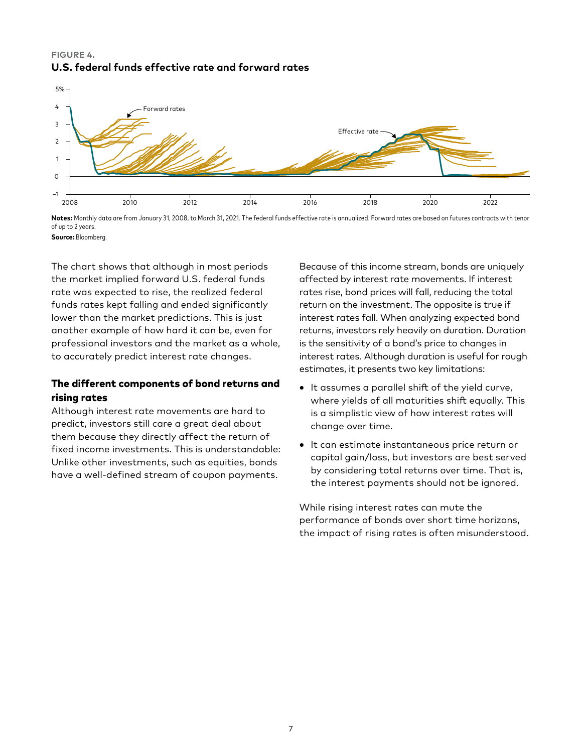**FIGURE 4.**

**U.S. federal funds effective rate and forward rates**

**Notes:** Monthly data are from January 31, 2008, to March 31, 2021. The federal funds effective rate is annualized. Forward rates are based on futures contracts with tenor of up to 2 years.

**Source:** Bloomberg.

The chart shows that although in most periods the market implied forward U.S. federal funds rate was expected to rise, the realized federal funds rates kept falling and ended significantly lower than the market predictions. This is just another example of how hard it can be, even for professional investors and the market as a whole, to accurately predict interest rate changes.

### The different components of bond returns and rising rates

Although interest rate movements are hard to predict, investors still care a great deal about them because they directly affect the return of fixed income investments. This is understandable: Unlike other investments, such as equities, bonds have a well-defined stream of coupon payments.

Because of this income stream, bonds are uniquely affected by interest rate movements. If interest rates rise, bond prices will fall, reducing the total return on the investment. The opposite is true if interest rates fall. When analyzing expected bond returns, investors rely heavily on duration. Duration is the sensitivity of a bond's price to changes in interest rates. Although duration is useful for rough estimates, it presents two key limitations:

- It assumes a parallel shift of the yield curve, where yields of all maturities shift equally. This is a simplistic view of how interest rates will change over time.
- It can estimate instantaneous price return or capital gain/loss, but investors are best served by considering total returns over time. That is, the interest payments should not be ignored.

While rising interest rates can mute the performance of bonds over short time horizons, the impact of rising rates is often misunderstood.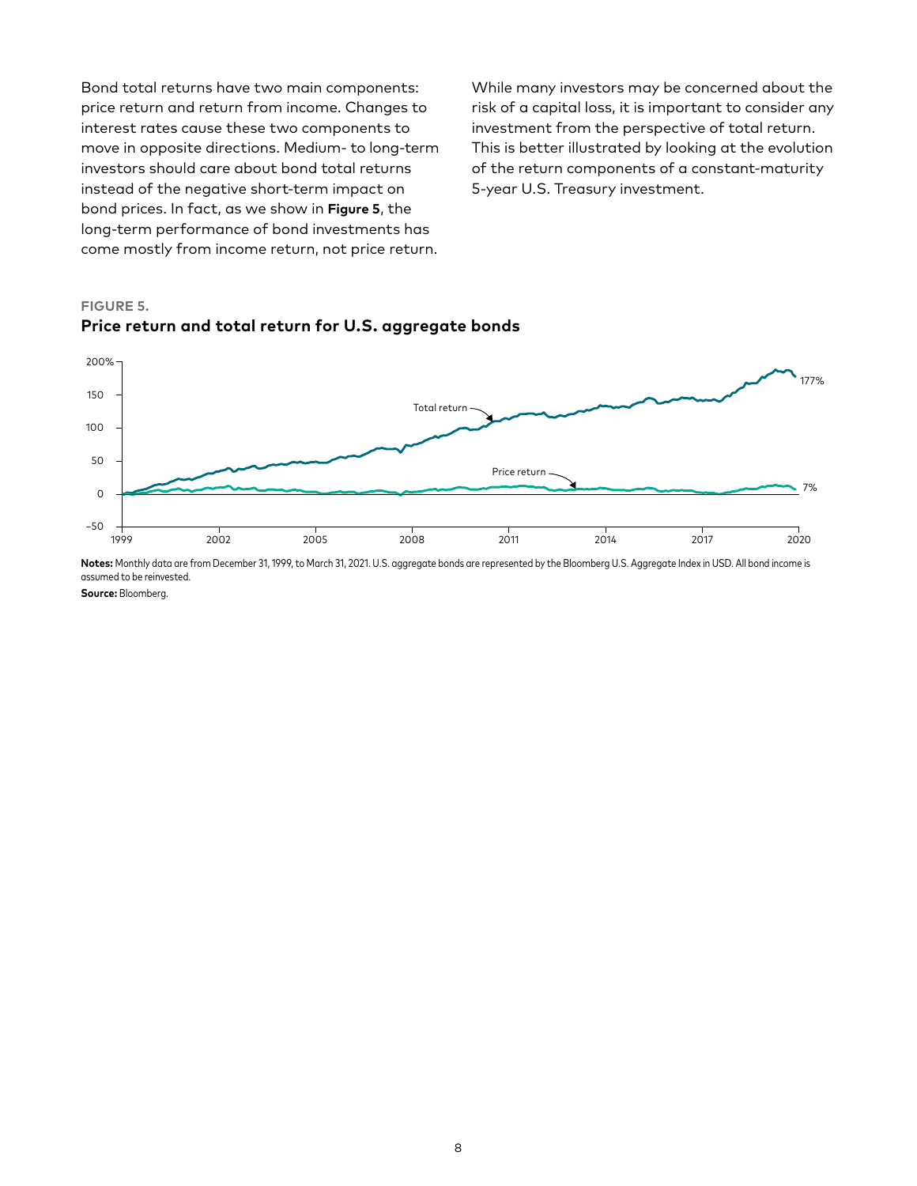Bond total returns have two main components: price return and return from income. Changes to interest rates cause these two components to move in opposite directions. Medium- to long-term investors should care about bond total returns instead of the negative short-term impact on bond prices. In fact, as we show in **Figure 5**, the long-term performance of bond investments has come mostly from income return, not price return.

While many investors may be concerned about the risk of a capital loss, it is important to consider any investment from the perspective of total return. This is better illustrated by looking at the evolution of the return components of a constant-maturity 5-year U.S. Treasury investment.

**FIGURE 5.**

### Price return and total return for U.S. aggregate bonds

**Notes:** Monthly data are from December 31, 1999, to March 31, 2021. U.S. aggregate bonds are represented by the Bloomberg U.S. Aggregate Index in USD. All bond income is assumed to be reinvested.

**Source:** Bloomberg.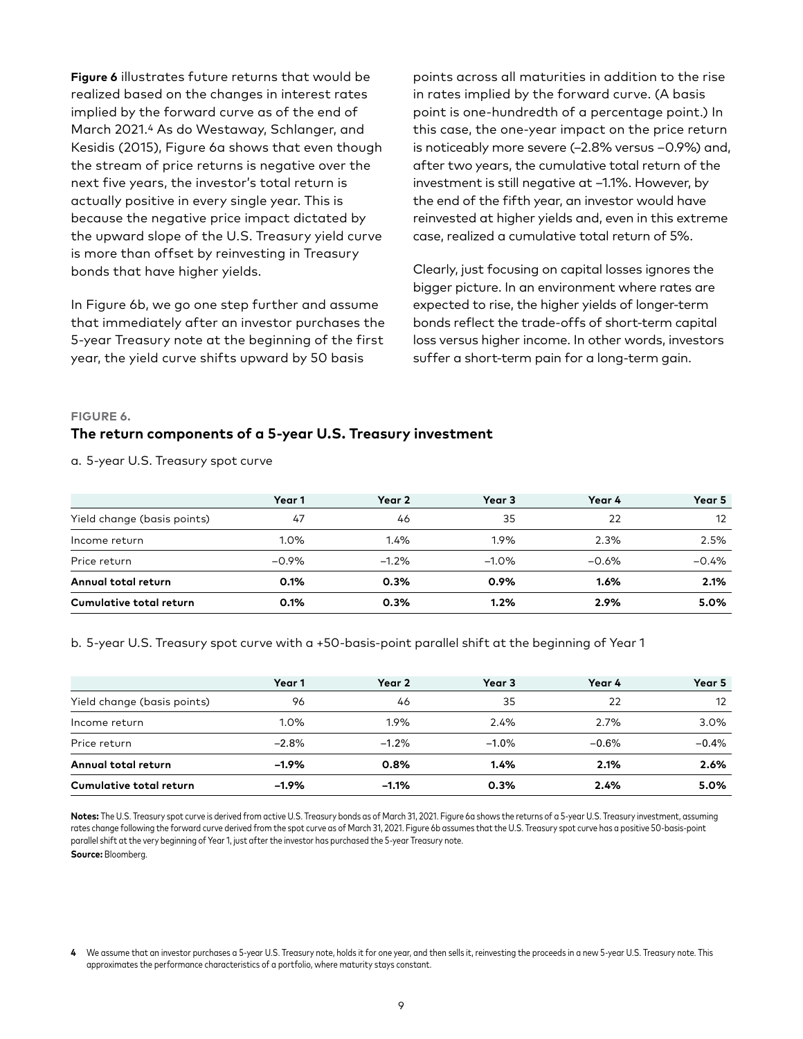**Figure 6** illustrates future returns that would be realized based on the changes in interest rates implied by the forward curve as of the end of March 2021.[4] As do Westaway, Schlanger, and Kesidis (2015), Figure 6a shows that even though the stream of price returns is negative over the next five years, the investor's total return is actually positive in every single year. This is because the negative price impact dictated by the upward slope of the U.S. Treasury yield curve is more than offset by reinvesting in Treasury bonds that have higher yields.

In Figure 6b, we go one step further and assume that immediately after an investor purchases the 5-year Treasury note at the beginning of the first year, the yield curve shifts upward by 50 basis points across all maturities in addition to the rise in rates implied by the forward curve. (A basis point is one-hundredth of a percentage point.) In this case, the one-year impact on the price return is noticeably more severe (–2.8% versus –0.9%) and, after two years, the cumulative total return of the investment is still negative at –1.1%. However, by the end of the fifth year, an investor would have reinvested at higher yields and, even in this extreme case, realized a cumulative total return of 5%.

Clearly, just focusing on capital losses ignores the bigger picture. In an environment where rates are expected to rise, the higher yields of longer-term bonds reflect the trade-offs of short-term capital loss versus higher income. In other words, investors suffer a short-term pain for a long-term gain.

FIGURE 6.

### The return components of a 5-year U.S. Treasury investment

a. 5-year U.S. Treasury spot curve

| | Year 1 | Year 2 | Year 3 | Year 4 | Year 5 |
|---|---|---|---|---|---|
| Yield change (basis points) | 47 | 46 | 35 | 22 | 12 |
| Income return | 1.0% | 1.4% | 1.9% | 2.3% | 2.5% |
| Price return | –0.9% | –1.2% | –1.0% | –0.6% | –0.4% |
| **Annual total return** | **0.1%** | **0.3%** | **0.9%** | **1.6%** | **2.1%** |
| **Cumulative total return** | **0.1%** | **0.3%** | **1.2%** | **2.9%** | **5.0%** |

b. 5-year U.S. Treasury spot curve with a +50-basis-point parallel shift at the beginning of Year 1

| | Year 1 | Year 2 | Year 3 | Year 4 | Year 5 |
|---|---|---|---|---|---|
| Yield change (basis points) | 96 | 46 | 35 | 22 | 12 |
| Income return | 1.0% | 1.9% | 2.4% | 2.7% | 3.0% |
| Price return | –2.8% | –1.2% | –1.0% | –0.6% | –0.4% |
| **Annual total return** | **–1.9%** | **0.8%** | **1.4%** | **2.1%** | **2.6%** |
| **Cumulative total return** | **–1.9%** | **–1.1%** | **0.3%** | **2.4%** | **5.0%** |

**Notes:** The U.S. Treasury spot curve is derived from active U.S. Treasury bonds as of March 31, 2021. Figure 6a shows the returns of a 5-year U.S. Treasury investment, assuming rates change following the forward curve derived from the spot curve as of March 31, 2021. Figure 6b assumes that the U.S. Treasury spot curve has a positive 50-basis-point parallel shift at the very beginning of Year 1, just after the investor has purchased the 5-year Treasury note.

**Source:** Bloomberg.

[4] We assume that an investor purchases a 5-year U.S. Treasury note, holds it for one year, and then sells it, reinvesting the proceeds in a new 5-year U.S. Treasury note. This approximates the performance characteristics of a portfolio, where maturity stays constant.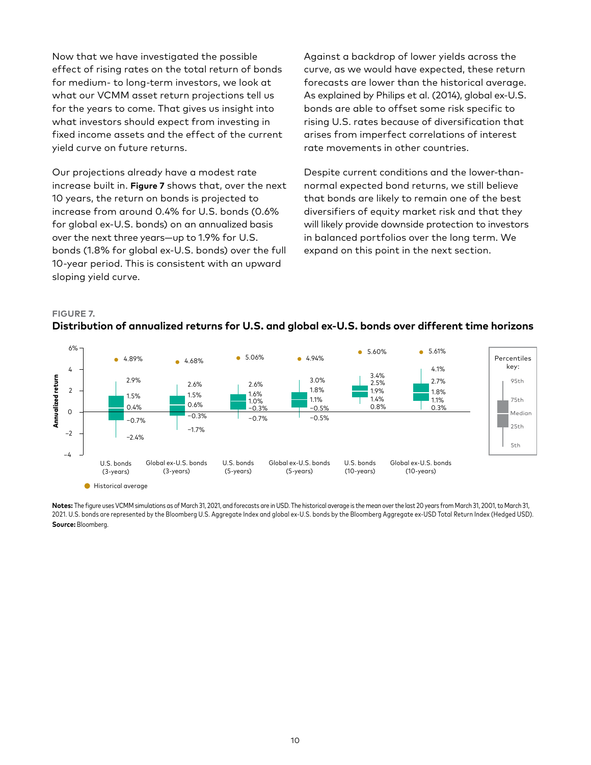Now that we have investigated the possible effect of rising rates on the total return of bonds for medium- to long-term investors, we look at what our VCMM asset return projections tell us for the years to come. That gives us insight into what investors should expect from investing in fixed income assets and the effect of the current yield curve on future returns.

Our projections already have a modest rate increase built in. **Figure 7** shows that, over the next 10 years, the return on bonds is projected to increase from around 0.4% for U.S. bonds (0.6% for global ex-U.S. bonds) on an annualized basis over the next three years—up to 1.9% for U.S. bonds (1.8% for global ex-U.S. bonds) over the full 10-year period. This is consistent with an upward sloping yield curve.

Against a backdrop of lower yields across the curve, as we would have expected, these return forecasts are lower than the historical average. As explained by Philips et al. (2014), global ex-U.S. bonds are able to offset some risk specific to rising U.S. rates because of diversification that arises from imperfect correlations of interest rate movements in other countries.

Despite current conditions and the lower-than-normal expected bond returns, we still believe that bonds are likely to remain one of the best diversifiers of equity market risk and that they will likely provide downside protection to investors in balanced portfolios over the long term. We expand on this point in the next section.

**FIGURE 7.**

**Distribution of annualized returns for U.S. and global ex-U.S. bonds over different time horizons**

| | 5th | 25th | Median | 75th | 95th | Historical average |
|---|---|---|---|---|---|---|
| U.S. bonds (3-years) | −2.4% | −0.7% | 0.4% | 1.5% | 2.9% | 4.89% |
| Global ex-U.S. bonds (3-years) | −1.7% | −0.3% | 0.6% | 1.5% | 2.6% | 4.68% |
| U.S. bonds (5-years) | −0.7% | −0.3% | 1.0% | 1.6% | 2.6% | 5.06% |
| Global ex-U.S. bonds (5-years) | −0.5% | −0.5% | 1.1% | 1.8% | 3.0% | 4.94% |
| U.S. bonds (10-years) | 0.8% | 1.4% | 1.9% | 2.5% | 3.4% | 5.60% |
| Global ex-U.S. bonds (10-years) | 0.3% | 1.1% | 1.8% | 2.7% | 4.1% | 5.61% |

**Notes:** The figure uses VCMM simulations as of March 31, 2021, and forecasts are in USD. The historical average is the mean over the last 20 years from March 31, 2001, to March 31, 2021. U.S. bonds are represented by the Bloomberg U.S. Aggregate Index and global ex-U.S. bonds by the Bloomberg Aggregate ex-USD Total Return Index (Hedged USD).
**Source:** Bloomberg.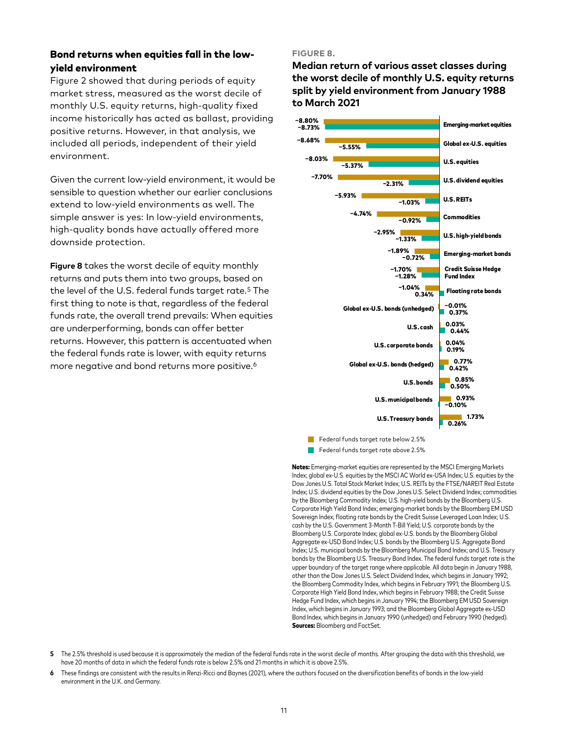## Bond returns when equities fall in the low-yield environment

Figure 2 showed that during periods of equity market stress, measured as the worst decile of monthly U.S. equity returns, high-quality fixed income historically has acted as ballast, providing positive returns. However, in that analysis, we included all periods, independent of their yield environment.

Given the current low-yield environment, it would be sensible to question whether our earlier conclusions extend to low-yield environments as well. The simple answer is yes: In low-yield environments, high-quality bonds have actually offered more downside protection.

**Figure 8** takes the worst decile of equity monthly returns and puts them into two groups, based on the level of the U.S. federal funds target rate.[5] The first thing to note is that, regardless of the federal funds rate, the overall trend prevails: When equities are underperforming, bonds can offer better returns. However, this pattern is accentuated when the federal funds rate is lower, with equity returns more negative and bond returns more positive.[6]

FIGURE 8.

**Median return of various asset classes during the worst decile of monthly U.S. equity returns split by yield environment from January 1988 to March 2021**

| Asset class | Federal funds target rate below 2.5% | Federal funds target rate above 2.5% |
|---|---|---|
| Emerging-market equities | −8.80% | −8.73% |
| Global ex-U.S. equities | −8.68% | −5.55% |
| U.S. equities | −8.03% | −5.37% |
| U.S. dividend equities | −7.70% | −2.31% |
| U.S. REITs | −5.93% | −1.03% |
| Commodities | −4.74% | −0.92% |
| U.S. high-yield bonds | −2.95% | −1.33% |
| Emerging-market bonds | −1.89% | −0.72% |
| Credit Suisse Hedge Fund Index | −1.70% | −1.28% |
| Floating rate bonds | −1.04% | 0.34% |
| Global ex-U.S. bonds (unhedged) | −0.01% | 0.37% |
| U.S. cash | 0.03% | 0.44% |
| U.S. corporate bonds | 0.04% | 0.19% |
| Global ex-U.S. bonds (hedged) | 0.77% | 0.42% |
| U.S. bonds | 0.85% | 0.50% |
| U.S. municipal bonds | 0.93% | −0.10% |
| U.S. Treasury bonds | 1.73% | 0.26% |

**Notes:** Emerging-market equities are represented by the MSCI Emerging Markets Index; global ex-U.S. equities by the MSCI AC World ex-USA Index; U.S. equities by the Dow Jones U.S. Total Stock Market Index; U.S. REITs by the FTSE/NAREIT Real Estate Index; U.S. dividend equities by the Dow Jones U.S. Select Dividend Index; commodities by the Bloomberg Commodity Index; U.S. high-yield bonds by the Bloomberg U.S. Corporate High Yield Bond Index; emerging-market bonds by the Bloomberg EM USD Sovereign Index; floating rate bonds by the Credit Suisse Leveraged Loan Index; U.S. cash by the U.S. Government 3-Month T-Bill Yield; U.S. corporate bonds by the Bloomberg U.S. Corporate Index; global ex-U.S. bonds by the Bloomberg Global Aggregate ex-USD Bond Index; U.S. bonds by the Bloomberg U.S. Aggregate Bond Index; U.S. municipal bonds by the Bloomberg Municipal Bond Index; and U.S. Treasury bonds by the Bloomberg U.S. Treasury Bond Index. The federal funds target rate is the upper boundary of the target range where applicable. All data begin in January 1988, other than the Dow Jones U.S. Select Dividend Index, which begins in January 1992; the Bloomberg Commodity Index, which begins in February 1991; the Bloomberg U.S. Corporate High Yield Bond Index, which begins in February 1988; the Credit Suisse Hedge Fund Index, which begins in January 1994; the Bloomberg EM USD Sovereign Index, which begins in January 1993; and the Bloomberg Global Aggregate ex-USD Bond Index, which begins in January 1990 (unhedged) and February 1990 (hedged).
**Sources:** Bloomberg and FactSet.

---

5 The 2.5% threshold is used because it is approximately the median of the federal funds rate in the worst decile of months. After grouping the data with this threshold, we have 20 months of data in which the federal funds rate is below 2.5% and 21 months in which it is above 2.5%.

6 These findings are consistent with the results in Renzi-Ricci and Baynes (2021), where the authors focused on the diversification benefits of bonds in the low-yield environment in the U.K. and Germany.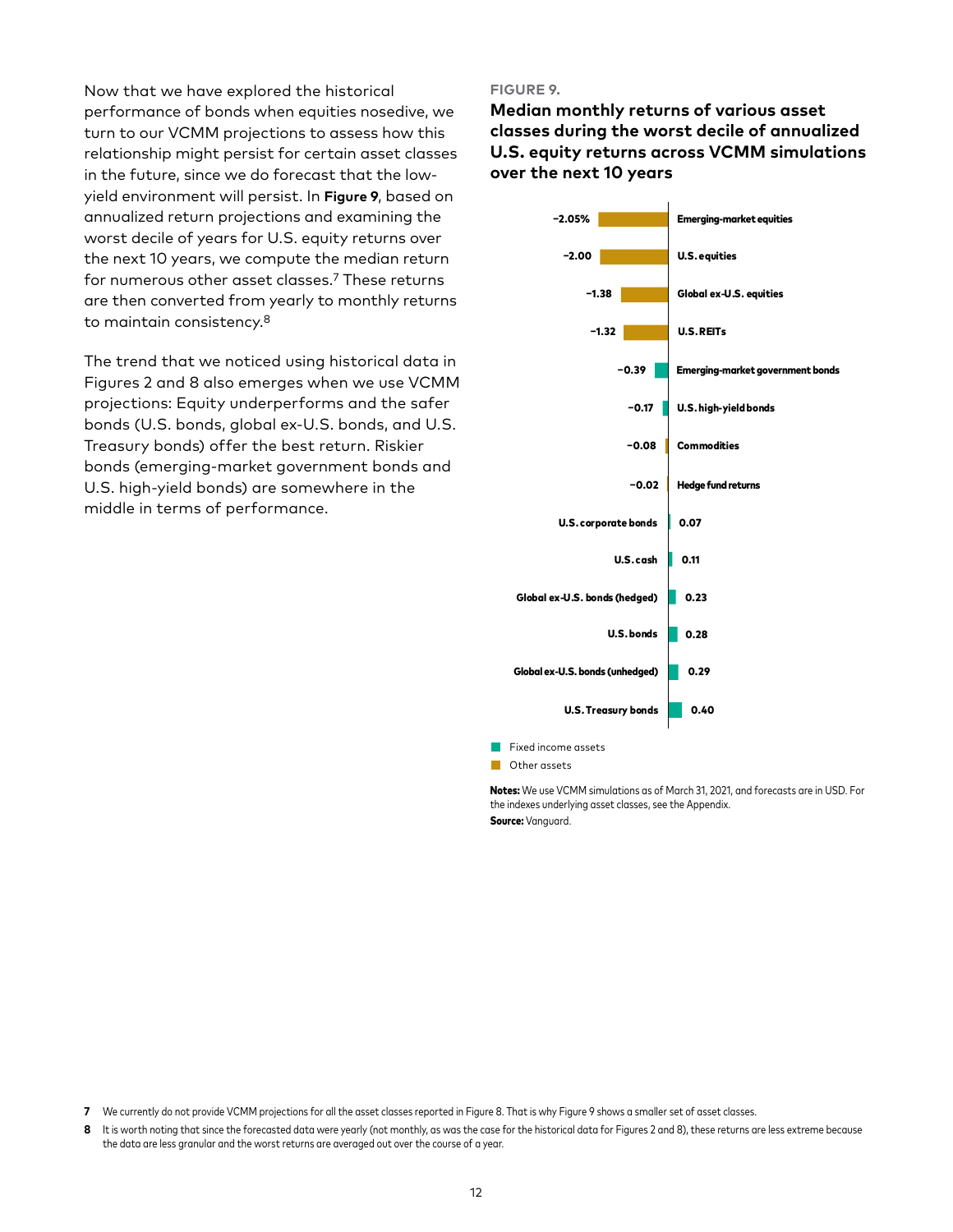Now that we have explored the historical performance of bonds when equities nosedive, we turn to our VCMM projections to assess how this relationship might persist for certain asset classes in the future, since we do forecast that the low-yield environment will persist. In **Figure 9**, based on annualized return projections and examining the worst decile of years for U.S. equity returns over the next 10 years, we compute the median return for numerous other asset classes.[7] These returns are then converted from yearly to monthly returns to maintain consistency.[8]

The trend that we noticed using historical data in Figures 2 and 8 also emerges when we use VCMM projections: Equity underperforms and the safer bonds (U.S. bonds, global ex-U.S. bonds, and U.S. Treasury bonds) offer the best return. Riskier bonds (emerging-market government bonds and U.S. high-yield bonds) are somewhere in the middle in terms of performance.

**FIGURE 9.**

**Median monthly returns of various asset classes during the worst decile of annualized U.S. equity returns across VCMM simulations over the next 10 years**

| Asset class | Median monthly return | Type |
|---|---|---|
| Emerging-market equities | −2.05% | Other assets |
| U.S. equities | −2.00 | Other assets |
| Global ex-U.S. equities | −1.38 | Other assets |
| U.S. REITs | −1.32 | Other assets |
| Emerging-market government bonds | −0.39 | Fixed income assets |
| U.S. high-yield bonds | −0.17 | Fixed income assets |
| Commodities | −0.08 | Other assets |
| Hedge fund returns | −0.02 | Other assets |
| U.S. corporate bonds | 0.07 | Fixed income assets |
| U.S. cash | 0.11 | Fixed income assets |
| Global ex-U.S. bonds (hedged) | 0.23 | Fixed income assets |
| U.S. bonds | 0.28 | Fixed income assets |
| Global ex-U.S. bonds (unhedged) | 0.29 | Fixed income assets |
| U.S. Treasury bonds | 0.40 | Fixed income assets |

**Notes:** We use VCMM simulations as of March 31, 2021, and forecasts are in USD. For the indexes underlying asset classes, see the Appendix.

**Source:** Vanguard.

7 We currently do not provide VCMM projections for all the asset classes reported in Figure 8. That is why Figure 9 shows a smaller set of asset classes.

8 It is worth noting that since the forecasted data were yearly (not monthly, as was the case for the historical data for Figures 2 and 8), these returns are less extreme because the data are less granular and the worst returns are averaged out over the course of a year.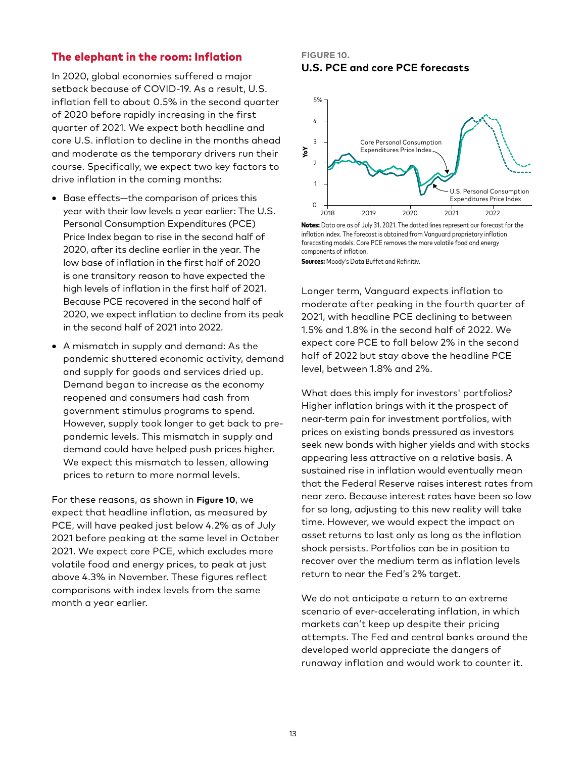## The elephant in the room: Inflation

In 2020, global economies suffered a major setback because of COVID-19. As a result, U.S. inflation fell to about 0.5% in the second quarter of 2020 before rapidly increasing in the first quarter of 2021. We expect both headline and core U.S. inflation to decline in the months ahead and moderate as the temporary drivers run their course. Specifically, we expect two key factors to drive inflation in the coming months:

- Base effects—the comparison of prices this year with their low levels a year earlier: The U.S. Personal Consumption Expenditures (PCE) Price Index began to rise in the second half of 2020, after its decline earlier in the year. The low base of inflation in the first half of 2020 is one transitory reason to have expected the high levels of inflation in the first half of 2021. Because PCE recovered in the second half of 2020, we expect inflation to decline from its peak in the second half of 2021 into 2022.
- A mismatch in supply and demand: As the pandemic shuttered economic activity, demand and supply for goods and services dried up. Demand began to increase as the economy reopened and consumers had cash from government stimulus programs to spend. However, supply took longer to get back to pre-pandemic levels. This mismatch in supply and demand could have helped push prices higher. We expect this mismatch to lessen, allowing prices to return to more normal levels.

For these reasons, as shown in **Figure 10**, we expect that headline inflation, as measured by PCE, will have peaked just below 4.2% as of July 2021 before peaking at the same level in October 2021. We expect core PCE, which excludes more volatile food and energy prices, to peak at just above 4.3% in November. These figures reflect comparisons with index levels from the same month a year earlier.

**FIGURE 10.**
**U.S. PCE and core PCE forecasts**

**Notes:** Data are as of July 31, 2021. The dotted lines represent our forecast for the inflation index. The forecast is obtained from Vanguard proprietary inflation forecasting models. Core PCE removes the more volatile food and energy components of inflation.

**Sources:** Moody's Data Buffet and Refinitiv.

Longer term, Vanguard expects inflation to moderate after peaking in the fourth quarter of 2021, with headline PCE declining to between 1.5% and 1.8% in the second half of 2022. We expect core PCE to fall below 2% in the second half of 2022 but stay above the headline PCE level, between 1.8% and 2%.

What does this imply for investors' portfolios? Higher inflation brings with it the prospect of near-term pain for investment portfolios, with prices on existing bonds pressured as investors seek new bonds with higher yields and with stocks appearing less attractive on a relative basis. A sustained rise in inflation would eventually mean that the Federal Reserve raises interest rates from near zero. Because interest rates have been so low for so long, adjusting to this new reality will take time. However, we would expect the impact on asset returns to last only as long as the inflation shock persists. Portfolios can be in position to recover over the medium term as inflation levels return to near the Fed's 2% target.

We do not anticipate a return to an extreme scenario of ever-accelerating inflation, in which markets can't keep up despite their pricing attempts. The Fed and central banks around the developed world appreciate the dangers of runaway inflation and would work to counter it.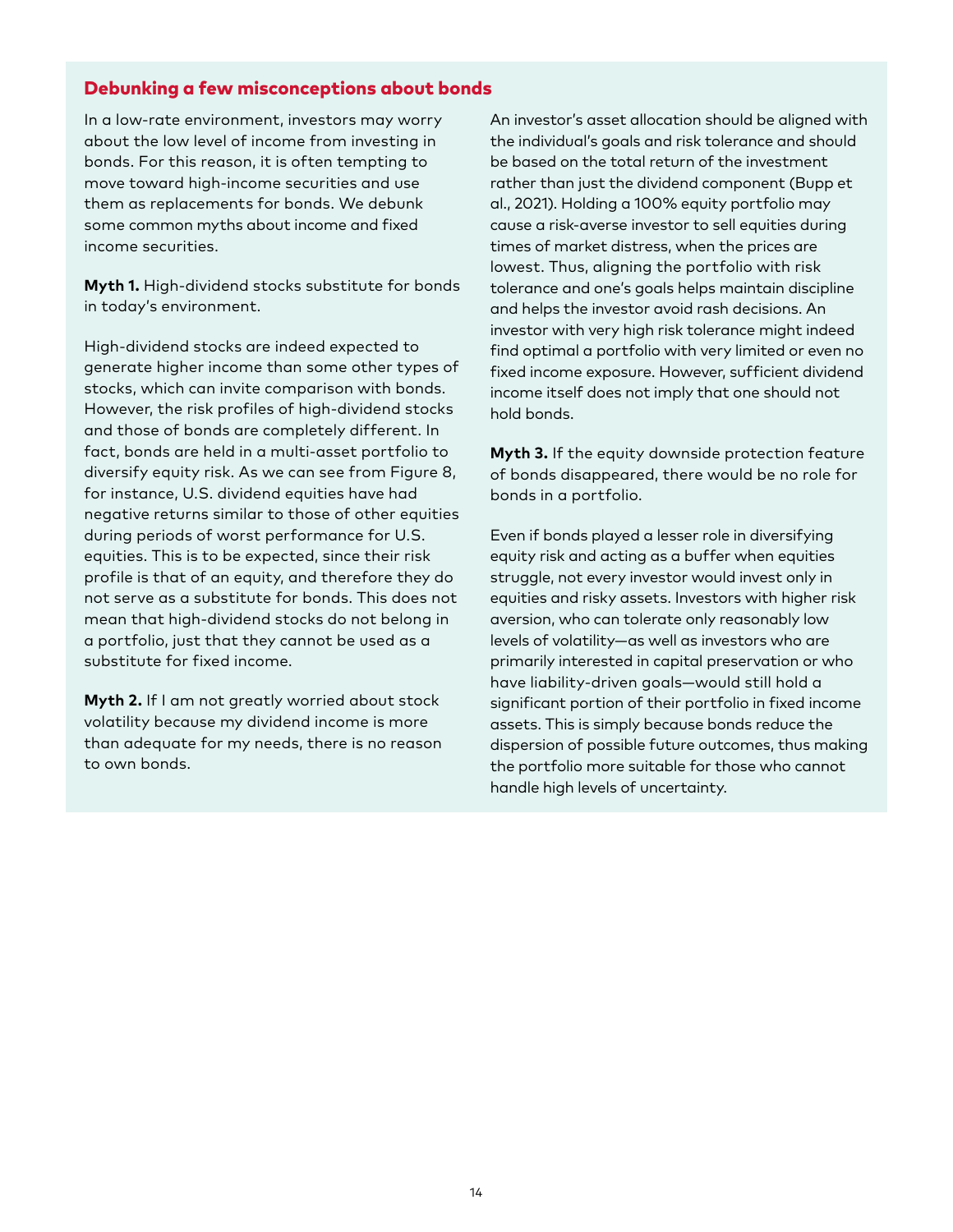## Debunking a few misconceptions about bonds

In a low-rate environment, investors may worry about the low level of income from investing in bonds. For this reason, it is often tempting to move toward high-income securities and use them as replacements for bonds. We debunk some common myths about income and fixed income securities.

**Myth 1.** High-dividend stocks substitute for bonds in today's environment.

High-dividend stocks are indeed expected to generate higher income than some other types of stocks, which can invite comparison with bonds. However, the risk profiles of high-dividend stocks and those of bonds are completely different. In fact, bonds are held in a multi-asset portfolio to diversify equity risk. As we can see from Figure 8, for instance, U.S. dividend equities have had negative returns similar to those of other equities during periods of worst performance for U.S. equities. This is to be expected, since their risk profile is that of an equity, and therefore they do not serve as a substitute for bonds. This does not mean that high-dividend stocks do not belong in a portfolio, just that they cannot be used as a substitute for fixed income.

**Myth 2.** If I am not greatly worried about stock volatility because my dividend income is more than adequate for my needs, there is no reason to own bonds.

An investor's asset allocation should be aligned with the individual's goals and risk tolerance and should be based on the total return of the investment rather than just the dividend component (Bupp et al., 2021). Holding a 100% equity portfolio may cause a risk-averse investor to sell equities during times of market distress, when the prices are lowest. Thus, aligning the portfolio with risk tolerance and one's goals helps maintain discipline and helps the investor avoid rash decisions. An investor with very high risk tolerance might indeed find optimal a portfolio with very limited or even no fixed income exposure. However, sufficient dividend income itself does not imply that one should not hold bonds.

**Myth 3.** If the equity downside protection feature of bonds disappeared, there would be no role for bonds in a portfolio.

Even if bonds played a lesser role in diversifying equity risk and acting as a buffer when equities struggle, not every investor would invest only in equities and risky assets. Investors with higher risk aversion, who can tolerate only reasonably low levels of volatility—as well as investors who are primarily interested in capital preservation or who have liability-driven goals—would still hold a significant portion of their portfolio in fixed income assets. This is simply because bonds reduce the dispersion of possible future outcomes, thus making the portfolio more suitable for those who cannot handle high levels of uncertainty.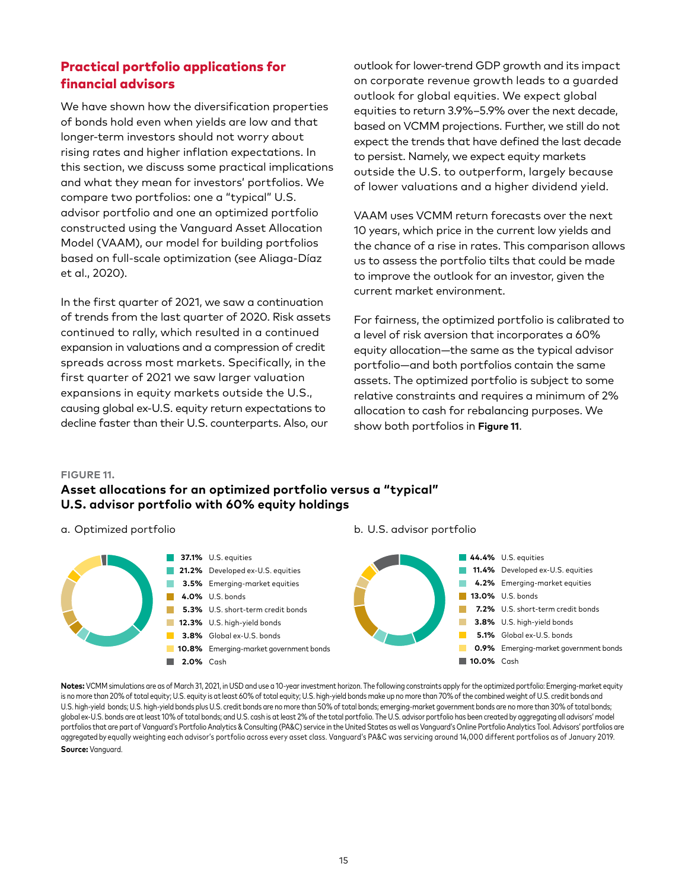## Practical portfolio applications for financial advisors

We have shown how the diversification properties of bonds hold even when yields are low and that longer-term investors should not worry about rising rates and higher inflation expectations. In this section, we discuss some practical implications and what they mean for investors' portfolios. We compare two portfolios: one a "typical" U.S. advisor portfolio and one an optimized portfolio constructed using the Vanguard Asset Allocation Model (VAAM), our model for building portfolios based on full-scale optimization (see Aliaga-Díaz et al., 2020).

In the first quarter of 2021, we saw a continuation of trends from the last quarter of 2020. Risk assets continued to rally, which resulted in a continued expansion in valuations and a compression of credit spreads across most markets. Specifically, in the first quarter of 2021 we saw larger valuation expansions in equity markets outside the U.S., causing global ex-U.S. equity return expectations to decline faster than their U.S. counterparts. Also, our outlook for lower-trend GDP growth and its impact on corporate revenue growth leads to a guarded outlook for global equities. We expect global equities to return 3.9%–5.9% over the next decade, based on VCMM projections. Further, we still do not expect the trends that have defined the last decade to persist. Namely, we expect equity markets outside the U.S. to outperform, largely because of lower valuations and a higher dividend yield.

VAAM uses VCMM return forecasts over the next 10 years, which price in the current low yields and the chance of a rise in rates. This comparison allows us to assess the portfolio tilts that could be made to improve the outlook for an investor, given the current market environment.

For fairness, the optimized portfolio is calibrated to a level of risk aversion that incorporates a 60% equity allocation—the same as the typical advisor portfolio—and both portfolios contain the same assets. The optimized portfolio is subject to some relative constraints and requires a minimum of 2% allocation to cash for rebalancing purposes. We show both portfolios in **Figure 11**.

**FIGURE 11.**

### Asset allocations for an optimized portfolio versus a "typical" U.S. advisor portfolio with 60% equity holdings

a. Optimized portfolio

| Allocation | Asset class |
|---|---|
| 37.1% | U.S. equities |
| 21.2% | Developed ex-U.S. equities |
| 3.5% | Emerging-market equities |
| 4.0% | U.S. bonds |
| 5.3% | U.S. short-term credit bonds |
| 12.3% | U.S. high-yield bonds |
| 3.8% | Global ex-U.S. bonds |
| 10.8% | Emerging-market government bonds |
| 2.0% | Cash |

b. U.S. advisor portfolio

| Allocation | Asset class |
|---|---|
| 44.4% | U.S. equities |
| 11.4% | Developed ex-U.S. equities |
| 4.2% | Emerging-market equities |
| 13.0% | U.S. bonds |
| 7.2% | U.S. short-term credit bonds |
| 3.8% | U.S. high-yield bonds |
| 5.1% | Global ex-U.S. bonds |
| 0.9% | Emerging-market government bonds |
| 10.0% | Cash |

**Notes:** VCMM simulations are as of March 31, 2021, in USD and use a 10-year investment horizon. The following constraints apply for the optimized portfolio: Emerging-market equity is no more than 20% of total equity; U.S. equity is at least 60% of total equity; U.S. high-yield bonds make up no more than 70% of the combined weight of U.S. credit bonds and U.S. high-yield bonds; U.S. high-yield bonds plus U.S. credit bonds are no more than 50% of total bonds; emerging-market government bonds are no more than 30% of total bonds; global ex-U.S. bonds are at least 10% of total bonds; and U.S. cash is at least 2% of the total portfolio. The U.S. advisor portfolio has been created by aggregating all advisors' model portfolios that are part of Vanguard's Portfolio Analytics & Consulting (PA&C) service in the United States as well as Vanguard's Online Portfolio Analytics Tool. Advisors' portfolios are aggregated by equally weighting each advisor's portfolio across every asset class. Vanguard's PA&C was servicing around 14,000 different portfolios as of January 2019.

**Source:** Vanguard.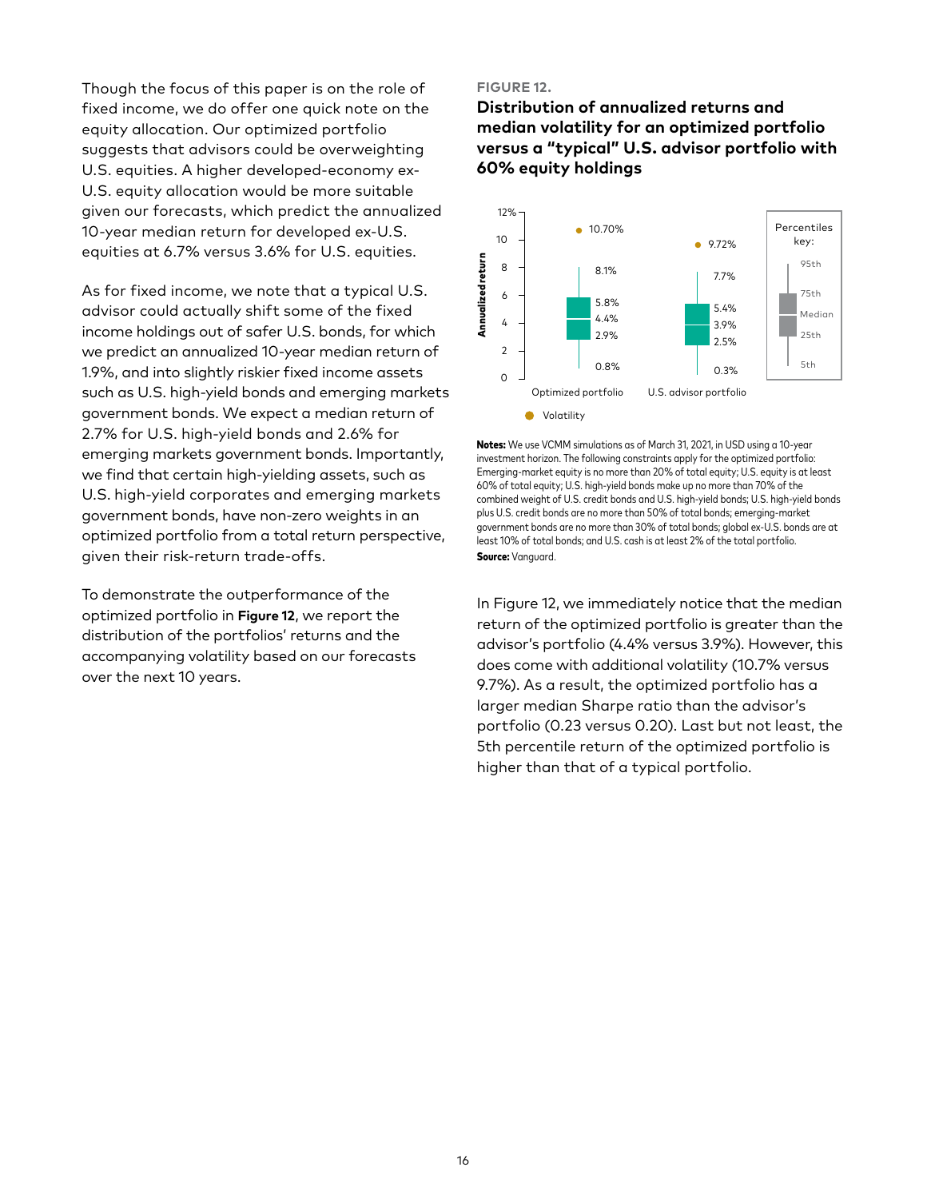Though the focus of this paper is on the role of fixed income, we do offer one quick note on the equity allocation. Our optimized portfolio suggests that advisors could be overweighting U.S. equities. A higher developed-economy ex-U.S. equity allocation would be more suitable given our forecasts, which predict the annualized 10-year median return for developed ex-U.S. equities at 6.7% versus 3.6% for U.S. equities.

As for fixed income, we note that a typical U.S. advisor could actually shift some of the fixed income holdings out of safer U.S. bonds, for which we predict an annualized 10-year median return of 1.9%, and into slightly riskier fixed income assets such as U.S. high-yield bonds and emerging markets government bonds. We expect a median return of 2.7% for U.S. high-yield bonds and 2.6% for emerging markets government bonds. Importantly, we find that certain high-yielding assets, such as U.S. high-yield corporates and emerging markets government bonds, have non-zero weights in an optimized portfolio from a total return perspective, given their risk-return trade-offs.

To demonstrate the outperformance of the optimized portfolio in **Figure 12**, we report the distribution of the portfolios' returns and the accompanying volatility based on our forecasts over the next 10 years.

**FIGURE 12.**

**Distribution of annualized returns and median volatility for an optimized portfolio versus a "typical" U.S. advisor portfolio with 60% equity holdings**

| Percentile | Optimized portfolio | U.S. advisor portfolio |
|---|---|---|
| 95th | 8.1% | 7.7% |
| 75th | 5.8% | 5.4% |
| Median | 4.4% | 3.9% |
| 25th | 2.9% | 2.5% |
| 5th | 0.8% | 0.3% |
| Volatility | 10.70% | 9.72% |

**Notes:** We use VCMM simulations as of March 31, 2021, in USD using a 10-year investment horizon. The following constraints apply for the optimized portfolio: Emerging-market equity is no more than 20% of total equity; U.S. equity is at least 60% of total equity; U.S. high-yield bonds make up no more than 70% of the combined weight of U.S. credit bonds and U.S. high-yield bonds; U.S. high-yield bonds plus U.S. credit bonds are no more than 50% of total bonds; emerging-market government bonds are no more than 30% of total bonds; global ex-U.S. bonds are at least 10% of total bonds; and U.S. cash is at least 2% of the total portfolio.

**Source:** Vanguard.

In Figure 12, we immediately notice that the median return of the optimized portfolio is greater than the advisor's portfolio (4.4% versus 3.9%). However, this does come with additional volatility (10.7% versus 9.7%). As a result, the optimized portfolio has a larger median Sharpe ratio than the advisor's portfolio (0.23 versus 0.20). Last but not least, the 5th percentile return of the optimized portfolio is higher than that of a typical portfolio.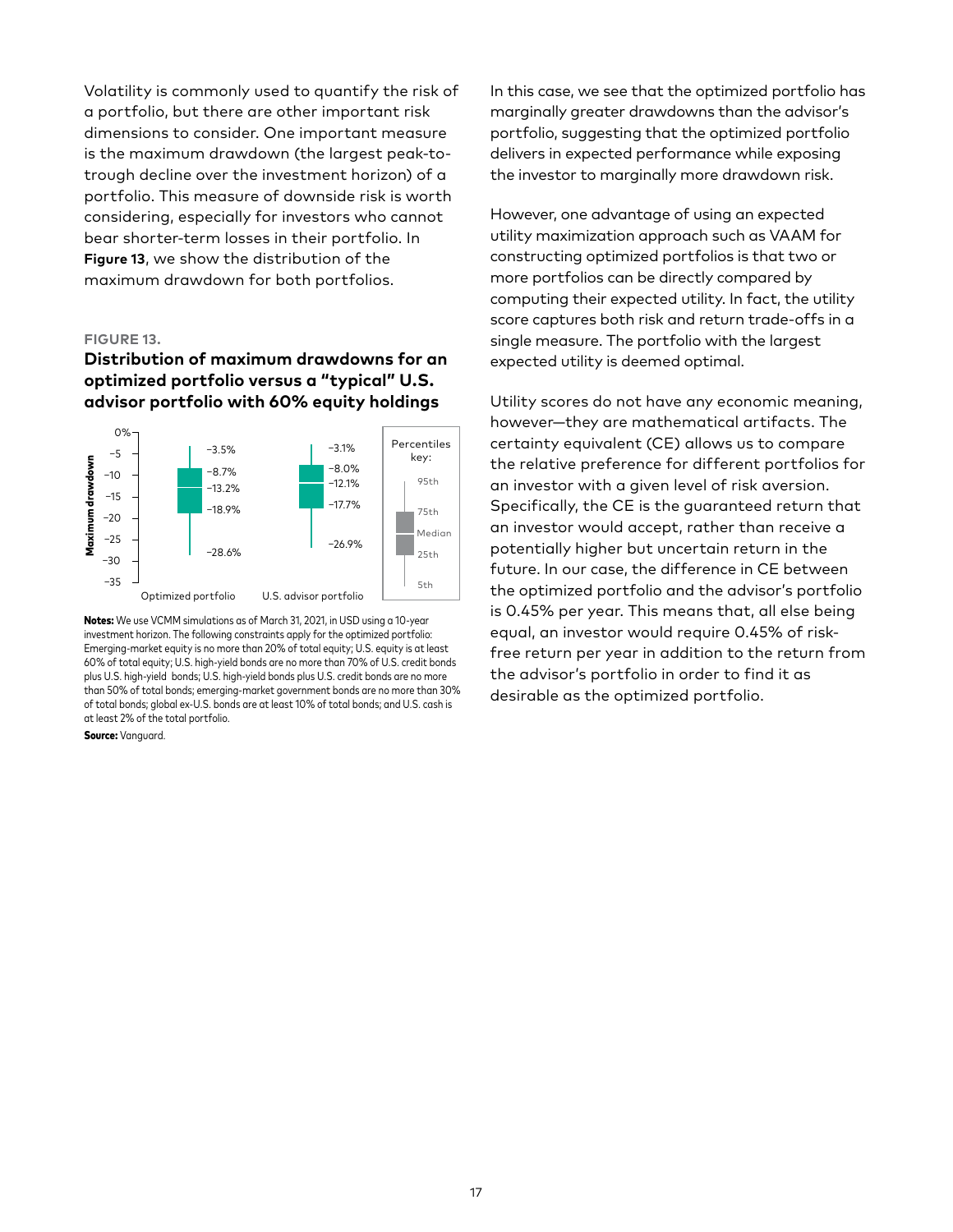Volatility is commonly used to quantify the risk of a portfolio, but there are other important risk dimensions to consider. One important measure is the maximum drawdown (the largest peak-to-trough decline over the investment horizon) of a portfolio. This measure of downside risk is worth considering, especially for investors who cannot bear shorter-term losses in their portfolio. In **Figure 13**, we show the distribution of the maximum drawdown for both portfolios.

**FIGURE 13.**

### Distribution of maximum drawdowns for an optimized portfolio versus a "typical" U.S. advisor portfolio with 60% equity holdings

| Percentile | Optimized portfolio | U.S. advisor portfolio |
|---|---|---|
| 95th | −3.5% | −3.1% |
| 75th | −8.7% | −8.0% |
| Median | −13.2% | −12.1% |
| 25th | −18.9% | −17.7% |
| 5th | −28.6% | −26.9% |

**Notes:** We use VCMM simulations as of March 31, 2021, in USD using a 10-year investment horizon. The following constraints apply for the optimized portfolio: Emerging-market equity is no more than 20% of total equity; U.S. equity is at least 60% of total equity; U.S. high-yield bonds are no more than 70% of U.S. credit bonds plus U.S. high-yield bonds; U.S. high-yield bonds plus U.S. credit bonds are no more than 50% of total bonds; emerging-market government bonds are no more than 30% of total bonds; global ex-U.S. bonds are at least 10% of total bonds; and U.S. cash is at least 2% of the total portfolio.

**Source:** Vanguard.

In this case, we see that the optimized portfolio has marginally greater drawdowns than the advisor's portfolio, suggesting that the optimized portfolio delivers in expected performance while exposing the investor to marginally more drawdown risk.

However, one advantage of using an expected utility maximization approach such as VAAM for constructing optimized portfolios is that two or more portfolios can be directly compared by computing their expected utility. In fact, the utility score captures both risk and return trade-offs in a single measure. The portfolio with the largest expected utility is deemed optimal.

Utility scores do not have any economic meaning, however—they are mathematical artifacts. The certainty equivalent (CE) allows us to compare the relative preference for different portfolios for an investor with a given level of risk aversion. Specifically, the CE is the guaranteed return that an investor would accept, rather than receive a potentially higher but uncertain return in the future. In our case, the difference in CE between the optimized portfolio and the advisor's portfolio is 0.45% per year. This means that, all else being equal, an investor would require 0.45% of risk-free return per year in addition to the return from the advisor's portfolio in order to find it as desirable as the optimized portfolio.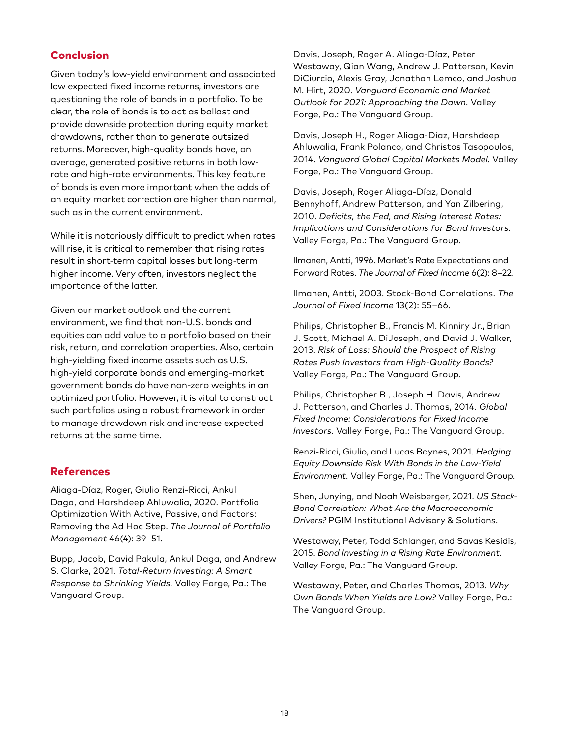## Conclusion

Given today's low-yield environment and associated low expected fixed income returns, investors are questioning the role of bonds in a portfolio. To be clear, the role of bonds is to act as ballast and provide downside protection during equity market drawdowns, rather than to generate outsized returns. Moreover, high-quality bonds have, on average, generated positive returns in both low-rate and high-rate environments. This key feature of bonds is even more important when the odds of an equity market correction are higher than normal, such as in the current environment.

While it is notoriously difficult to predict when rates will rise, it is critical to remember that rising rates result in short-term capital losses but long-term higher income. Very often, investors neglect the importance of the latter.

Given our market outlook and the current environment, we find that non-U.S. bonds and equities can add value to a portfolio based on their risk, return, and correlation properties. Also, certain high-yielding fixed income assets such as U.S. high-yield corporate bonds and emerging-market government bonds do have non-zero weights in an optimized portfolio. However, it is vital to construct such portfolios using a robust framework in order to manage drawdown risk and increase expected returns at the same time.

## References

Aliaga-Díaz, Roger, Giulio Renzi-Ricci, Ankul Daga, and Harshdeep Ahluwalia, 2020. Portfolio Optimization With Active, Passive, and Factors: Removing the Ad Hoc Step. *The Journal of Portfolio Management* 46(4): 39–51.

Bupp, Jacob, David Pakula, Ankul Daga, and Andrew S. Clarke, 2021. *Total-Return Investing: A Smart Response to Shrinking Yields.* Valley Forge, Pa.: The Vanguard Group.

Davis, Joseph, Roger A. Aliaga-Díaz, Peter Westaway, Qian Wang, Andrew J. Patterson, Kevin DiCiurcio, Alexis Gray, Jonathan Lemco, and Joshua M. Hirt, 2020. *Vanguard Economic and Market Outlook for 2021: Approaching the Dawn.* Valley Forge, Pa.: The Vanguard Group.

Davis, Joseph H., Roger Aliaga-Díaz, Harshdeep Ahluwalia, Frank Polanco, and Christos Tasopoulos, 2014. *Vanguard Global Capital Markets Model.* Valley Forge, Pa.: The Vanguard Group.

Davis, Joseph, Roger Aliaga-Díaz, Donald Bennyhoff, Andrew Patterson, and Yan Zilbering, 2010. *Deficits, the Fed, and Rising Interest Rates: Implications and Considerations for Bond Investors.* Valley Forge, Pa.: The Vanguard Group.

Ilmanen, Antti, 1996. Market's Rate Expectations and Forward Rates. *The Journal of Fixed Income* 6(2): 8–22.

Ilmanen, Antti, 2003. Stock-Bond Correlations. *The Journal of Fixed Income* 13(2): 55–66.

Philips, Christopher B., Francis M. Kinniry Jr., Brian J. Scott, Michael A. DiJoseph, and David J. Walker, 2013. *Risk of Loss: Should the Prospect of Rising Rates Push Investors from High-Quality Bonds?* Valley Forge, Pa.: The Vanguard Group.

Philips, Christopher B., Joseph H. Davis, Andrew J. Patterson, and Charles J. Thomas, 2014. *Global Fixed Income: Considerations for Fixed Income Investors.* Valley Forge, Pa.: The Vanguard Group.

Renzi-Ricci, Giulio, and Lucas Baynes, 2021. *Hedging Equity Downside Risk With Bonds in the Low-Yield Environment.* Valley Forge, Pa.: The Vanguard Group.

Shen, Junying, and Noah Weisberger, 2021. *US Stock-Bond Correlation: What Are the Macroeconomic Drivers?* PGIM Institutional Advisory & Solutions.

Westaway, Peter, Todd Schlanger, and Savas Kesidis, 2015. *Bond Investing in a Rising Rate Environment.* Valley Forge, Pa.: The Vanguard Group.

Westaway, Peter, and Charles Thomas, 2013. *Why Own Bonds When Yields are Low?* Valley Forge, Pa.: The Vanguard Group.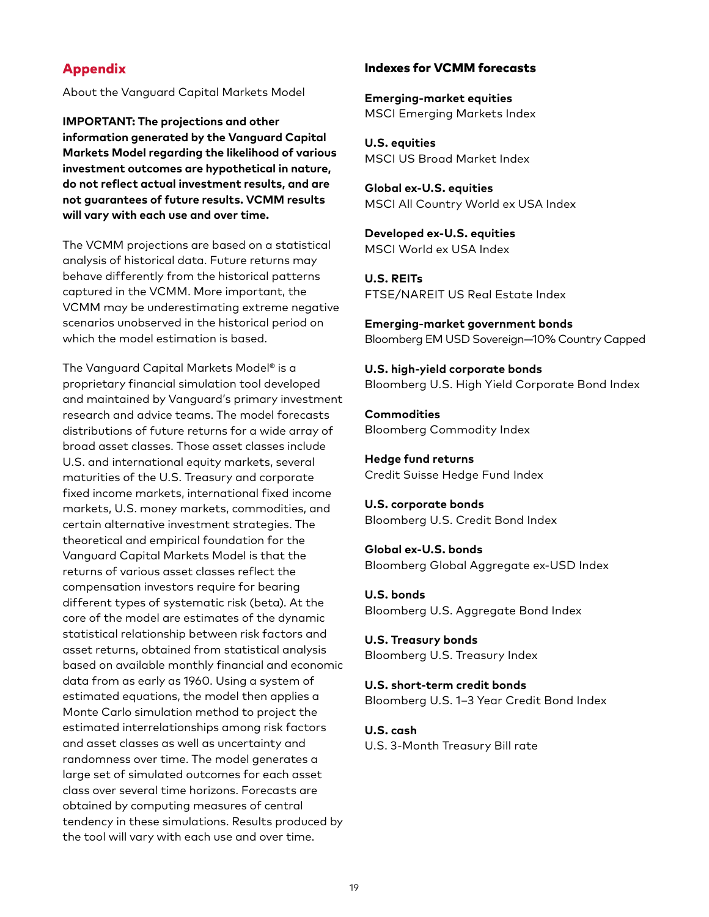## Appendix

About the Vanguard Capital Markets Model

**IMPORTANT: The projections and other information generated by the Vanguard Capital Markets Model regarding the likelihood of various investment outcomes are hypothetical in nature, do not reflect actual investment results, and are not guarantees of future results. VCMM results will vary with each use and over time.**

The VCMM projections are based on a statistical analysis of historical data. Future returns may behave differently from the historical patterns captured in the VCMM. More important, the VCMM may be underestimating extreme negative scenarios unobserved in the historical period on which the model estimation is based.

The Vanguard Capital Markets Model® is a proprietary financial simulation tool developed and maintained by Vanguard's primary investment research and advice teams. The model forecasts distributions of future returns for a wide array of broad asset classes. Those asset classes include U.S. and international equity markets, several maturities of the U.S. Treasury and corporate fixed income markets, international fixed income markets, U.S. money markets, commodities, and certain alternative investment strategies. The theoretical and empirical foundation for the Vanguard Capital Markets Model is that the returns of various asset classes reflect the compensation investors require for bearing different types of systematic risk (beta). At the core of the model are estimates of the dynamic statistical relationship between risk factors and asset returns, obtained from statistical analysis based on available monthly financial and economic data from as early as 1960. Using a system of estimated equations, the model then applies a Monte Carlo simulation method to project the estimated interrelationships among risk factors and asset classes as well as uncertainty and randomness over time. The model generates a large set of simulated outcomes for each asset class over several time horizons. Forecasts are obtained by computing measures of central tendency in these simulations. Results produced by the tool will vary with each use and over time.

### Indexes for VCMM forecasts

**Emerging-market equities**
MSCI Emerging Markets Index

**U.S. equities**
MSCI US Broad Market Index

**Global ex-U.S. equities**
MSCI All Country World ex USA Index

**Developed ex-U.S. equities**
MSCI World ex USA Index

**U.S. REITs**
FTSE/NAREIT US Real Estate Index

**Emerging-market government bonds**
Bloomberg EM USD Sovereign—10% Country Capped

**U.S. high-yield corporate bonds**
Bloomberg U.S. High Yield Corporate Bond Index

**Commodities**
Bloomberg Commodity Index

**Hedge fund returns**
Credit Suisse Hedge Fund Index

**U.S. corporate bonds**
Bloomberg U.S. Credit Bond Index

**Global ex-U.S. bonds**
Bloomberg Global Aggregate ex-USD Index

**U.S. bonds**
Bloomberg U.S. Aggregate Bond Index

**U.S. Treasury bonds**
Bloomberg U.S. Treasury Index

**U.S. short-term credit bonds**
Bloomberg U.S. 1–3 Year Credit Bond Index

**U.S. cash**
U.S. 3-Month Treasury Bill rate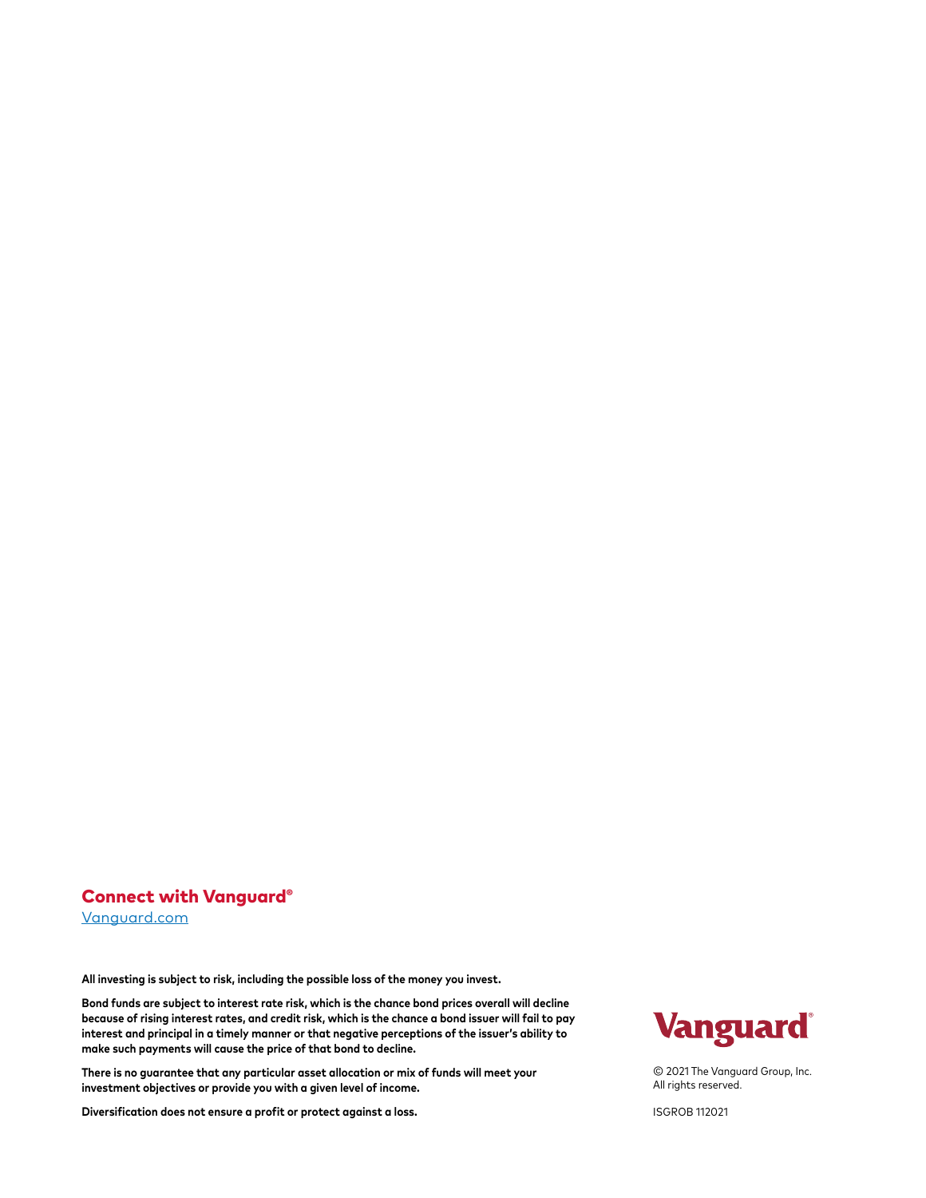## Connect with Vanguard®

Vanguard.com

**All investing is subject to risk, including the possible loss of the money you invest.**

**Bond funds are subject to interest rate risk, which is the chance bond prices overall will decline because of rising interest rates, and credit risk, which is the chance a bond issuer will fail to pay interest and principal in a timely manner or that negative perceptions of the issuer's ability to make such payments will cause the price of that bond to decline.**

**There is no guarantee that any particular asset allocation or mix of funds will meet your investment objectives or provide you with a given level of income.**

**Diversification does not ensure a profit or protect against a loss.**

Vanguard®

© 2021 The Vanguard Group, Inc.
All rights reserved.

ISGROB 112021